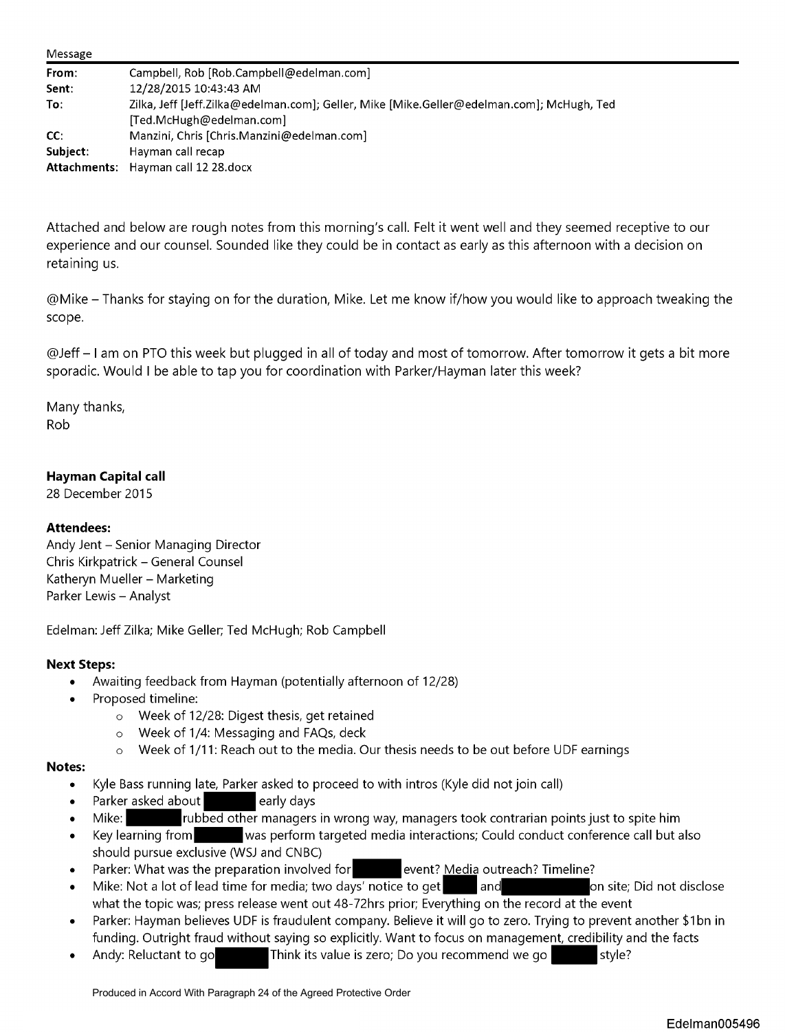Message

| | |
|---|---|
| **From:** | Campbell, Rob [Rob.Campbell@edelman.com] |
| **Sent:** | 12/28/2015 10:43:43 AM |
| **To:** | Zilka, Jeff [Jeff.Zilka@edelman.com]; Geller, Mike [Mike.Geller@edelman.com]; McHugh, Ted [Ted.McHugh@edelman.com] |
| **CC:** | Manzini, Chris [Chris.Manzini@edelman.com] |
| **Subject:** | Hayman call recap |
| **Attachments:** | Hayman call 12 28.docx |

Attached and below are rough notes from this morning's call. Felt it went well and they seemed receptive to our experience and our counsel. Sounded like they could be in contact as early as this afternoon with a decision on retaining us.

@Mike – Thanks for staying on for the duration, Mike. Let me know if/how you would like to approach tweaking the scope.

@Jeff – I am on PTO this week but plugged in all of today and most of tomorrow. After tomorrow it gets a bit more sporadic. Would I be able to tap you for coordination with Parker/Hayman later this week?

Many thanks,
Rob

**Hayman Capital call**
28 December 2015

**Attendees:**
Andy Jent – Senior Managing Director
Chris Kirkpatrick – General Counsel
Katheryn Mueller – Marketing
Parker Lewis – Analyst

Edelman: Jeff Zilka; Mike Geller; Ted McHugh; Rob Campbell

**Next Steps:**

- Awaiting feedback from Hayman (potentially afternoon of 12/28)
- Proposed timeline:
  - Week of 12/28: Digest thesis, get retained
  - Week of 1/4: Messaging and FAQs, deck
  - Week of 1/11: Reach out to the media. Our thesis needs to be out before UDF earnings

**Notes:**

- Kyle Bass running late, Parker asked to proceed to with intros (Kyle did not join call)
- Parker asked about [REDACTED] early days
- Mike: [REDACTED] rubbed other managers in wrong way, managers took contrarian points just to spite him
- Key learning from [REDACTED] was perform targeted media interactions; Could conduct conference call but also should pursue exclusive (WSJ and CNBC)
- Parker: What was the preparation involved for [REDACTED] event? Media outreach? Timeline?
- Mike: Not a lot of lead time for media; two days' notice to get [REDACTED] and [REDACTED] on site; Did not disclose what the topic was; press release went out 48-72hrs prior; Everything on the record at the event
- Parker: Hayman believes UDF is fraudulent company. Believe it will go to zero. Trying to prevent another $1bn in funding. Outright fraud without saying so explicitly. Want to focus on management, credibility and the facts
- Andy: Reluctant to go [REDACTED] Think its value is zero; Do you recommend we go [REDACTED] style?

Produced in Accord With Paragraph 24 of the Agreed Protective Order

Edelman005496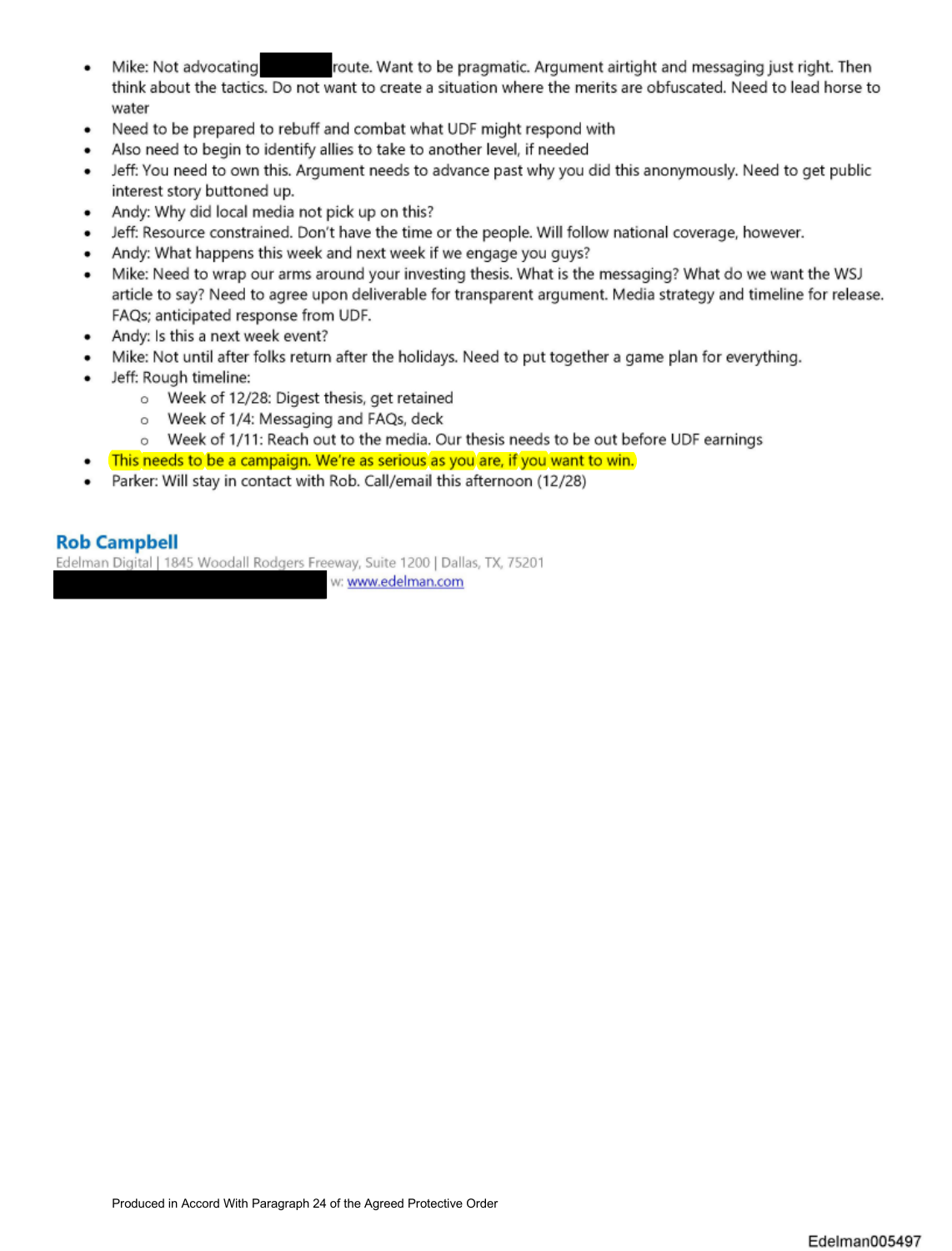- Mike: Not advocating [REDACTED] route. Want to be pragmatic. Argument airtight and messaging just right. Then think about the tactics. Do not want to create a situation where the merits are obfuscated. Need to lead horse to water
- Need to be prepared to rebuff and combat what UDF might respond with
- Also need to begin to identify allies to take to another level, if needed
- Jeff: You need to own this. Argument needs to advance past why you did this anonymously. Need to get public interest story buttoned up.
- Andy: Why did local media not pick up on this?
- Jeff: Resource constrained. Don't have the time or the people. Will follow national coverage, however.
- Andy: What happens this week and next week if we engage you guys?
- Mike: Need to wrap our arms around your investing thesis. What is the messaging? What do we want the WSJ article to say? Need to agree upon deliverable for transparent argument. Media strategy and timeline for release. FAQs; anticipated response from UDF.
- Andy: Is this a next week event?
- Mike: Not until after folks return after the holidays. Need to put together a game plan for everything.
- Jeff: Rough timeline:
  - Week of 12/28: Digest thesis, get retained
  - Week of 1/4: Messaging and FAQs, deck
  - Week of 1/11: Reach out to the media. Our thesis needs to be out before UDF earnings
- This needs to be a campaign. We're as serious as you are, if you want to win.
- Parker: Will stay in contact with Rob. Call/email this afternoon (12/28)

**Rob Campbell**
Edelman Digital | 1845 Woodall Rodgers Freeway, Suite 1200 | Dallas, TX, 75201
[REDACTED] w: www.edelman.com

Produced in Accord With Paragraph 24 of the Agreed Protective Order

Edelman005497